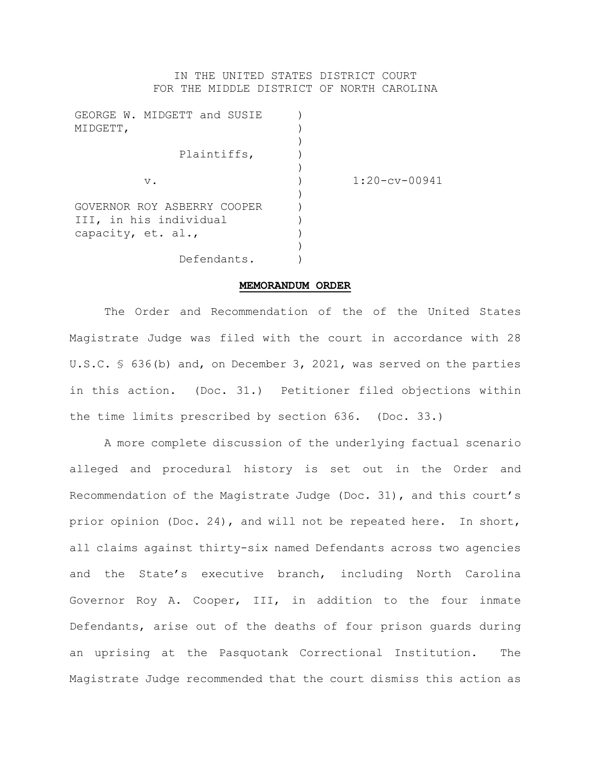IN THE UNITED STATES DISTRICT COURT
FOR THE MIDDLE DISTRICT OF NORTH CAROLINA

| | | |
|---|---|---|
| GEORGE W. MIDGETT and SUSIE MIDGETT, | ) | |
| Plaintiffs, | ) | |
| v. | ) | 1:20-cv-00941 |
| GOVERNOR ROY ASBERRY COOPER III, in his individual capacity, et. al., | ) | |
| Defendants. | ) | |

**MEMORANDUM ORDER**

The Order and Recommendation of the of the United States Magistrate Judge was filed with the court in accordance with 28 U.S.C. § 636(b) and, on December 3, 2021, was served on the parties in this action. (Doc. 31.) Petitioner filed objections within the time limits prescribed by section 636. (Doc. 33.)

A more complete discussion of the underlying factual scenario alleged and procedural history is set out in the Order and Recommendation of the Magistrate Judge (Doc. 31), and this court's prior opinion (Doc. 24), and will not be repeated here. In short, all claims against thirty-six named Defendants across two agencies and the State's executive branch, including North Carolina Governor Roy A. Cooper, III, in addition to the four inmate Defendants, arise out of the deaths of four prison guards during an uprising at the Pasquotank Correctional Institution. The Magistrate Judge recommended that the court dismiss this action as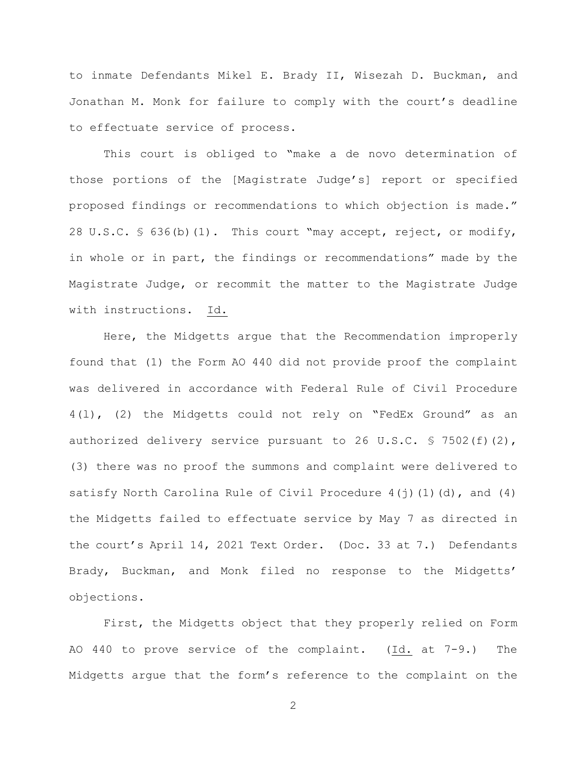to inmate Defendants Mikel E. Brady II, Wisezah D. Buckman, and Jonathan M. Monk for failure to comply with the court's deadline to effectuate service of process.

This court is obliged to "make a de novo determination of those portions of the [Magistrate Judge's] report or specified proposed findings or recommendations to which objection is made." 28 U.S.C. § 636(b)(1). This court "may accept, reject, or modify, in whole or in part, the findings or recommendations" made by the Magistrate Judge, or recommit the matter to the Magistrate Judge with instructions. Id.

Here, the Midgetts argue that the Recommendation improperly found that (1) the Form AO 440 did not provide proof the complaint was delivered in accordance with Federal Rule of Civil Procedure 4(l), (2) the Midgetts could not rely on "FedEx Ground" as an authorized delivery service pursuant to 26 U.S.C. § 7502(f)(2), (3) there was no proof the summons and complaint were delivered to satisfy North Carolina Rule of Civil Procedure 4(j)(1)(d), and (4) the Midgetts failed to effectuate service by May 7 as directed in the court's April 14, 2021 Text Order. (Doc. 33 at 7.) Defendants Brady, Buckman, and Monk filed no response to the Midgetts' objections.

First, the Midgetts object that they properly relied on Form AO 440 to prove service of the complaint. (Id. at 7-9.) The Midgetts argue that the form's reference to the complaint on the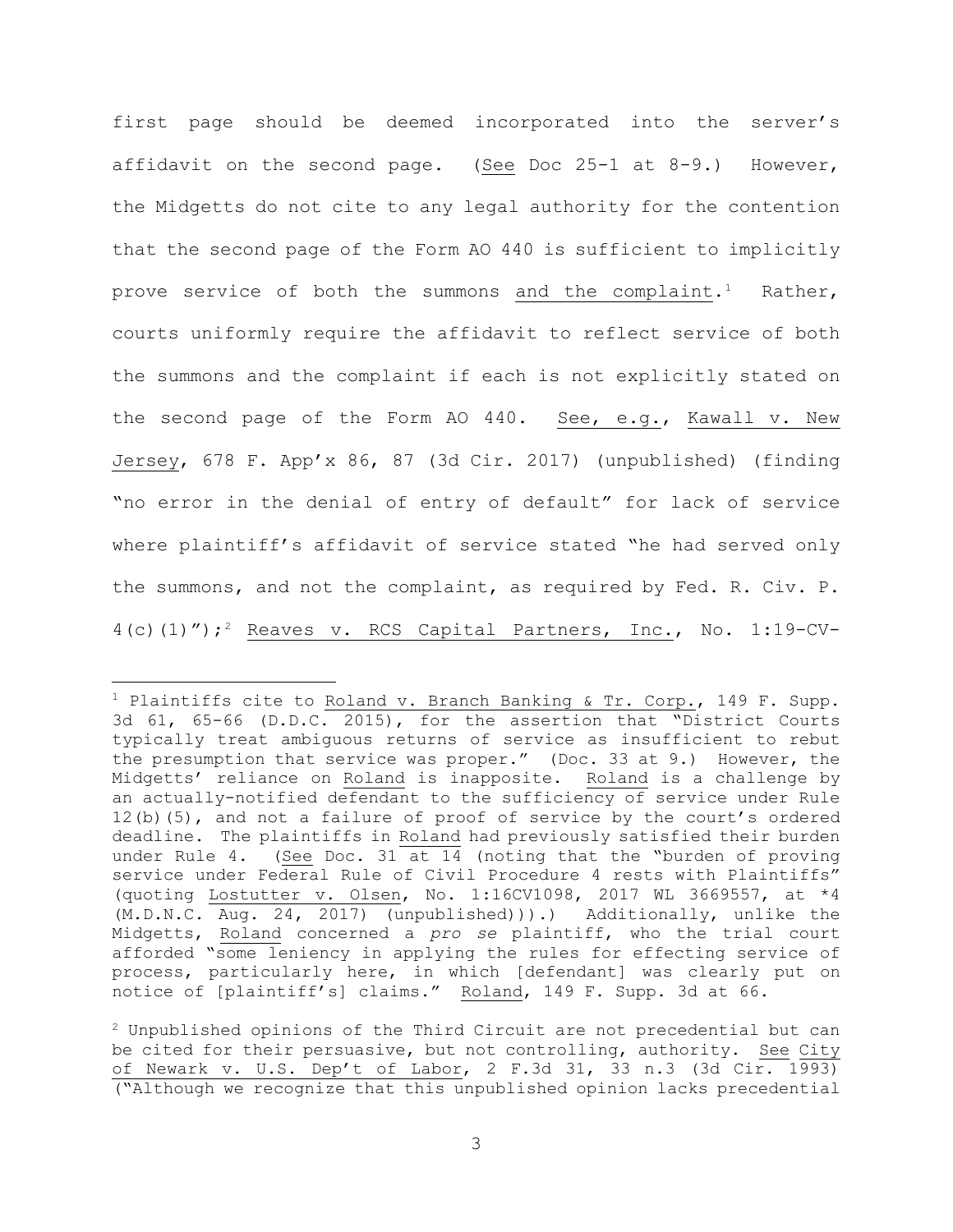first page should be deemed incorporated into the server's affidavit on the second page. (See Doc 25-1 at 8-9.) However, the Midgetts do not cite to any legal authority for the contention that the second page of the Form AO 440 is sufficient to implicitly prove service of both the summons and the complaint.[1] Rather, courts uniformly require the affidavit to reflect service of both the summons and the complaint if each is not explicitly stated on the second page of the Form AO 440. See, e.g., Kawall v. New Jersey, 678 F. App'x 86, 87 (3d Cir. 2017) (unpublished) (finding "no error in the denial of entry of default" for lack of service where plaintiff's affidavit of service stated "he had served only the summons, and not the complaint, as required by Fed. R. Civ. P. 4(c)(1)");[2] Reaves v. RCS Capital Partners, Inc., No. 1:19-CV-

---

[1] Plaintiffs cite to Roland v. Branch Banking & Tr. Corp., 149 F. Supp. 3d 61, 65-66 (D.D.C. 2015), for the assertion that "District Courts typically treat ambiguous returns of service as insufficient to rebut the presumption that service was proper." (Doc. 33 at 9.) However, the Midgetts' reliance on Roland is inapposite. Roland is a challenge by an actually-notified defendant to the sufficiency of service under Rule 12(b)(5), and not a failure of proof of service by the court's ordered deadline. The plaintiffs in Roland had previously satisfied their burden under Rule 4. (See Doc. 31 at 14 (noting that the "burden of proving service under Federal Rule of Civil Procedure 4 rests with Plaintiffs" (quoting Lostutter v. Olsen, No. 1:16CV1098, 2017 WL 3669557, at *4 (M.D.N.C. Aug. 24, 2017) (unpublished))).) Additionally, unlike the Midgetts, Roland concerned a *pro se* plaintiff, who the trial court afforded "some leniency in applying the rules for effecting service of process, particularly here, in which [defendant] was clearly put on notice of [plaintiff's] claims." Roland, 149 F. Supp. 3d at 66.

[2] Unpublished opinions of the Third Circuit are not precedential but can be cited for their persuasive, but not controlling, authority. See City of Newark v. U.S. Dep't of Labor, 2 F.3d 31, 33 n.3 (3d Cir. 1993) ("Although we recognize that this unpublished opinion lacks precedential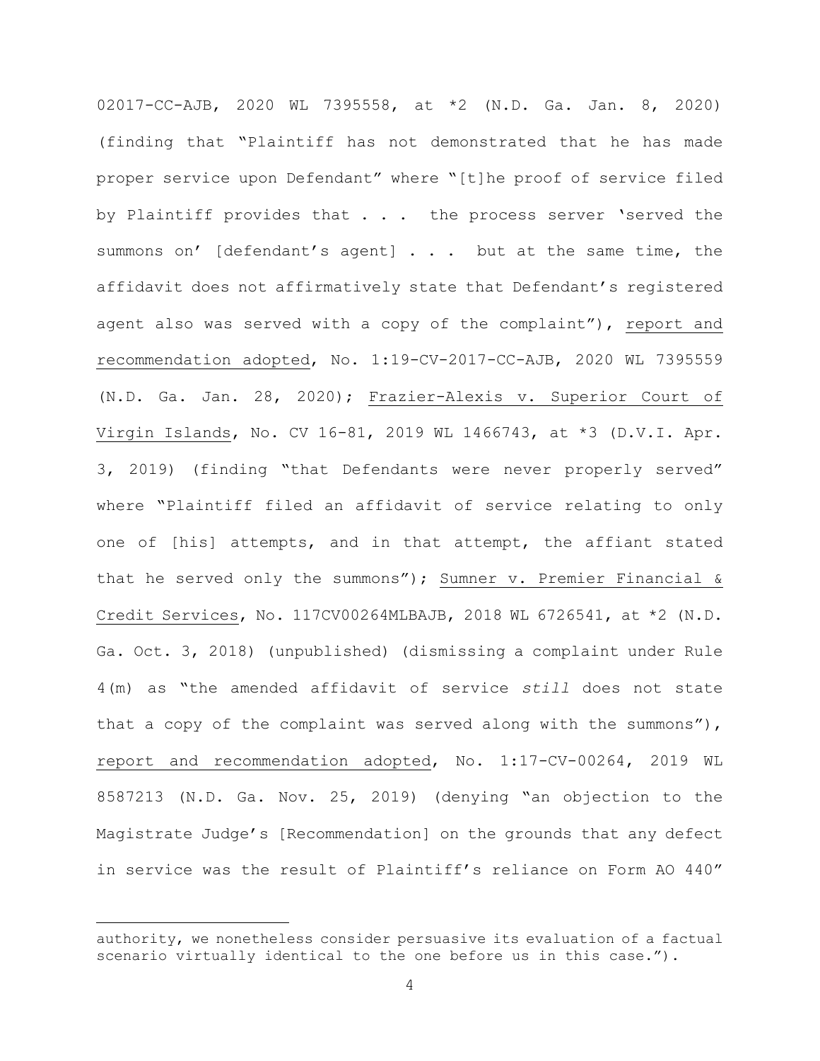02017-CC-AJB, 2020 WL 7395558, at *2 (N.D. Ga. Jan. 8, 2020) (finding that "Plaintiff has not demonstrated that he has made proper service upon Defendant" where "[t]he proof of service filed by Plaintiff provides that . . . the process server 'served the summons on' [defendant's agent] . . . but at the same time, the affidavit does not affirmatively state that Defendant's registered agent also was served with a copy of the complaint"), report and recommendation adopted, No. 1:19-CV-2017-CC-AJB, 2020 WL 7395559 (N.D. Ga. Jan. 28, 2020); Frazier-Alexis v. Superior Court of Virgin Islands, No. CV 16-81, 2019 WL 1466743, at *3 (D.V.I. Apr. 3, 2019) (finding "that Defendants were never properly served" where "Plaintiff filed an affidavit of service relating to only one of [his] attempts, and in that attempt, the affiant stated that he served only the summons"); Sumner v. Premier Financial & Credit Services, No. 117CV00264MLBAJB, 2018 WL 6726541, at *2 (N.D. Ga. Oct. 3, 2018) (unpublished) (dismissing a complaint under Rule 4(m) as "the amended affidavit of service *still* does not state that a copy of the complaint was served along with the summons"), report and recommendation adopted, No. 1:17-CV-00264, 2019 WL 8587213 (N.D. Ga. Nov. 25, 2019) (denying "an objection to the Magistrate Judge's [Recommendation] on the grounds that any defect in service was the result of Plaintiff's reliance on Form AO 440"

---

authority, we nonetheless consider persuasive its evaluation of a factual scenario virtually identical to the one before us in this case.").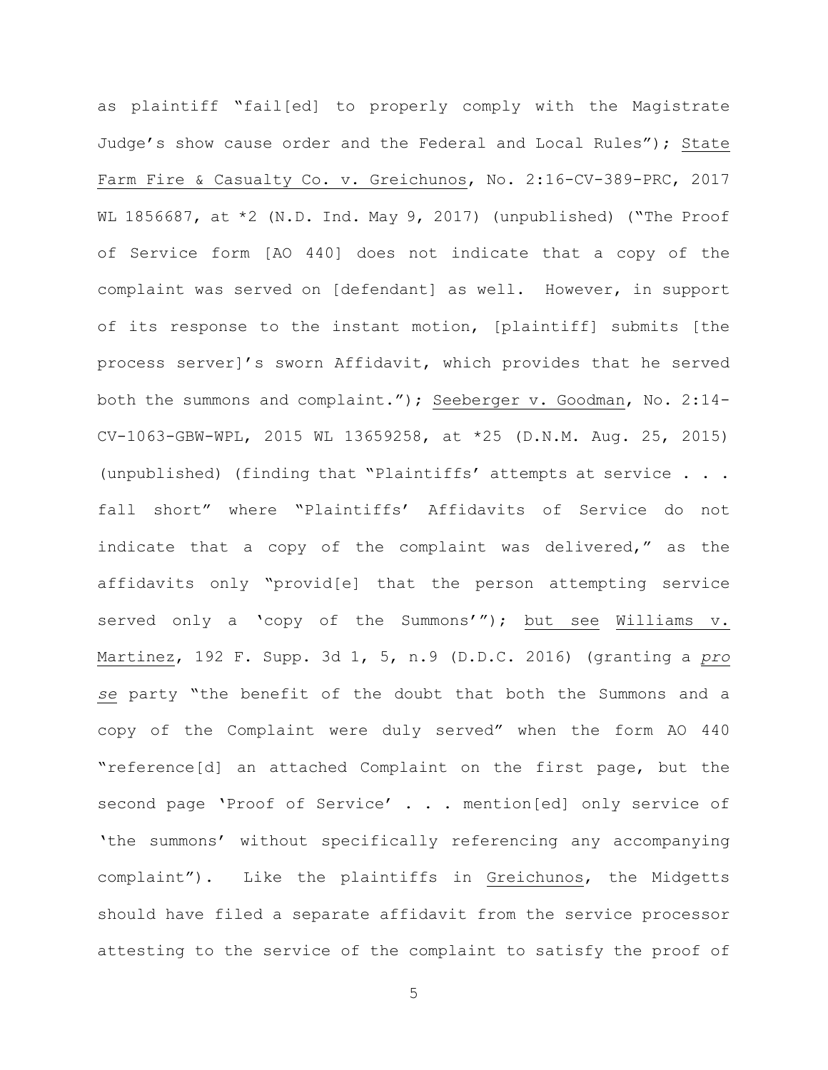as plaintiff "fail[ed] to properly comply with the Magistrate Judge's show cause order and the Federal and Local Rules"); State Farm Fire & Casualty Co. v. Greichunos, No. 2:16-CV-389-PRC, 2017 WL 1856687, at *2 (N.D. Ind. May 9, 2017) (unpublished) ("The Proof of Service form [AO 440] does not indicate that a copy of the complaint was served on [defendant] as well. However, in support of its response to the instant motion, [plaintiff] submits [the process server]'s sworn Affidavit, which provides that he served both the summons and complaint."); Seeberger v. Goodman, No. 2:14-CV-1063-GBW-WPL, 2015 WL 13659258, at *25 (D.N.M. Aug. 25, 2015) (unpublished) (finding that "Plaintiffs' attempts at service . . . fall short" where "Plaintiffs' Affidavits of Service do not indicate that a copy of the complaint was delivered," as the affidavits only "provid[e] that the person attempting service served only a 'copy of the Summons'"); but see Williams v. Martinez, 192 F. Supp. 3d 1, 5, n.9 (D.D.C. 2016) (granting a *pro se* party "the benefit of the doubt that both the Summons and a copy of the Complaint were duly served" when the form AO 440 "reference[d] an attached Complaint on the first page, but the second page 'Proof of Service' . . . mention[ed] only service of 'the summons' without specifically referencing any accompanying complaint"). Like the plaintiffs in Greichunos, the Midgetts should have filed a separate affidavit from the service processor attesting to the service of the complaint to satisfy the proof of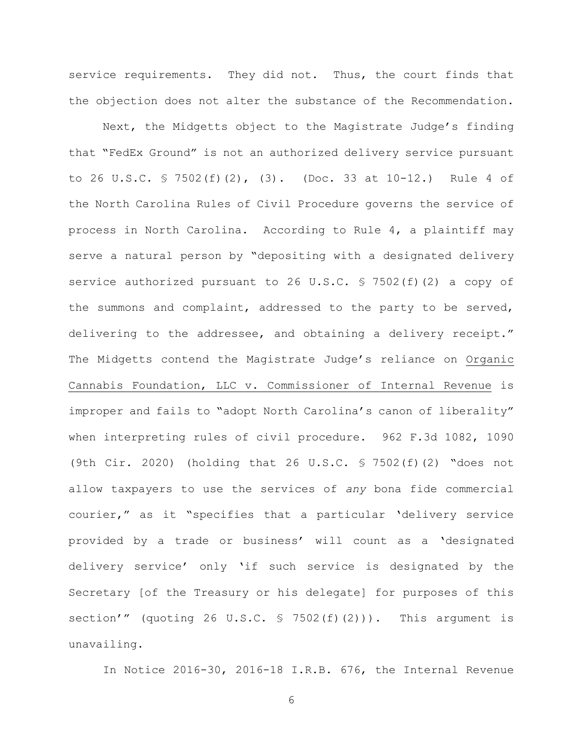service requirements. They did not. Thus, the court finds that the objection does not alter the substance of the Recommendation.

Next, the Midgetts object to the Magistrate Judge's finding that "FedEx Ground" is not an authorized delivery service pursuant to 26 U.S.C. § 7502(f)(2), (3). (Doc. 33 at 10-12.) Rule 4 of the North Carolina Rules of Civil Procedure governs the service of process in North Carolina. According to Rule 4, a plaintiff may serve a natural person by "depositing with a designated delivery service authorized pursuant to 26 U.S.C. § 7502(f)(2) a copy of the summons and complaint, addressed to the party to be served, delivering to the addressee, and obtaining a delivery receipt." The Midgetts contend the Magistrate Judge's reliance on Organic Cannabis Foundation, LLC v. Commissioner of Internal Revenue is improper and fails to "adopt North Carolina's canon of liberality" when interpreting rules of civil procedure. 962 F.3d 1082, 1090 (9th Cir. 2020) (holding that 26 U.S.C. § 7502(f)(2) "does not allow taxpayers to use the services of *any* bona fide commercial courier," as it "specifies that a particular 'delivery service provided by a trade or business' will count as a 'designated delivery service' only 'if such service is designated by the Secretary [of the Treasury or his delegate] for purposes of this section'" (quoting 26 U.S.C. § 7502(f)(2))). This argument is unavailing.

In Notice 2016-30, 2016-18 I.R.B. 676, the Internal Revenue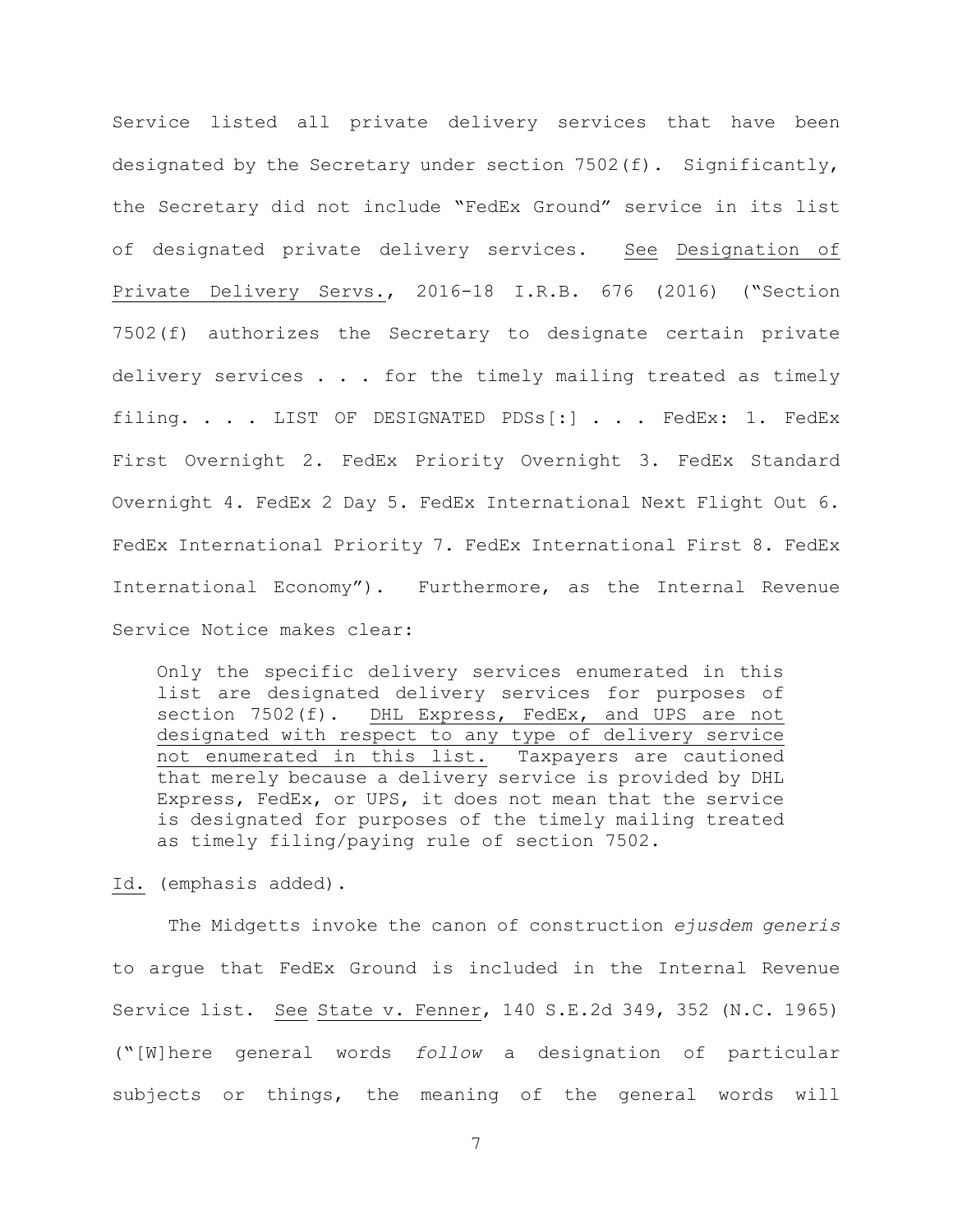Service listed all private delivery services that have been designated by the Secretary under section 7502(f). Significantly, the Secretary did not include "FedEx Ground" service in its list of designated private delivery services. See Designation of Private Delivery Servs., 2016-18 I.R.B. 676 (2016) ("Section 7502(f) authorizes the Secretary to designate certain private delivery services . . . for the timely mailing treated as timely filing. . . . LIST OF DESIGNATED PDSs[:] . . . FedEx: 1. FedEx First Overnight 2. FedEx Priority Overnight 3. FedEx Standard Overnight 4. FedEx 2 Day 5. FedEx International Next Flight Out 6. FedEx International Priority 7. FedEx International First 8. FedEx International Economy"). Furthermore, as the Internal Revenue Service Notice makes clear:

> Only the specific delivery services enumerated in this list are designated delivery services for purposes of section 7502(f). DHL Express, FedEx, and UPS are not designated with respect to any type of delivery service not enumerated in this list. Taxpayers are cautioned that merely because a delivery service is provided by DHL Express, FedEx, or UPS, it does not mean that the service is designated for purposes of the timely mailing treated as timely filing/paying rule of section 7502.

Id. (emphasis added).

The Midgetts invoke the canon of construction *ejusdem generis* to argue that FedEx Ground is included in the Internal Revenue Service list. See State v. Fenner, 140 S.E.2d 349, 352 (N.C. 1965) ("[W]here general words *follow* a designation of particular subjects or things, the meaning of the general words will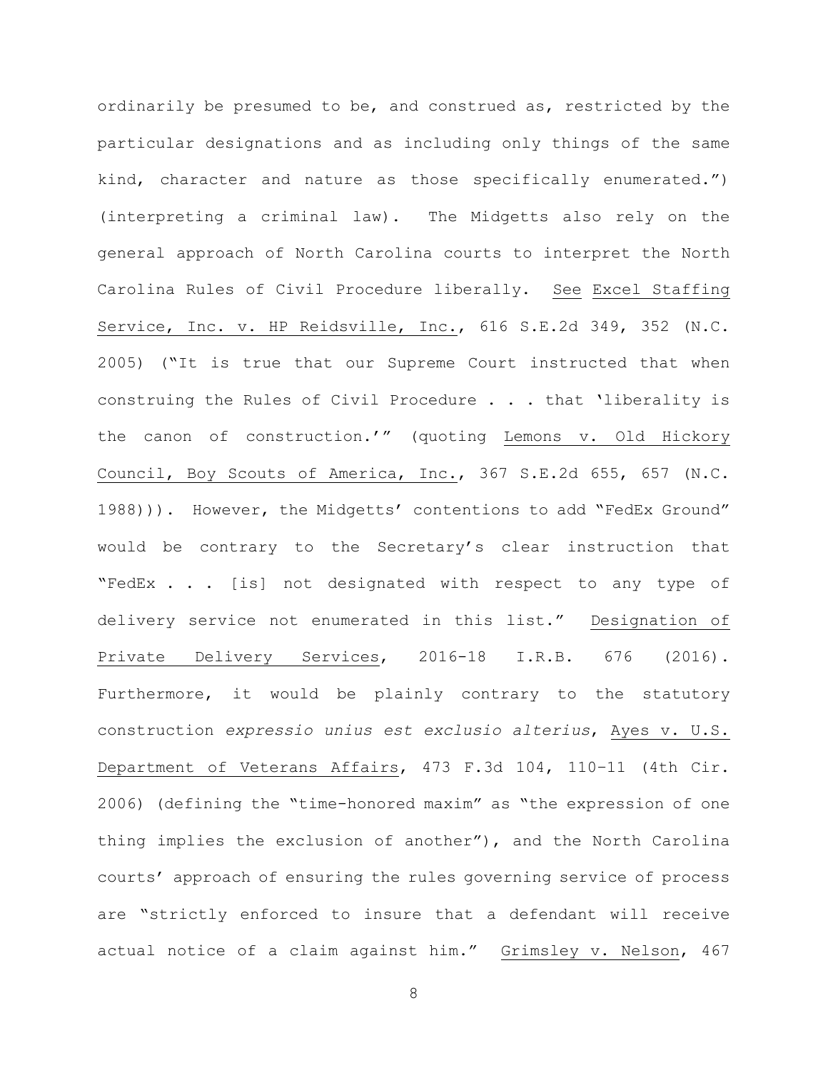ordinarily be presumed to be, and construed as, restricted by the particular designations and as including only things of the same kind, character and nature as those specifically enumerated.") (interpreting a criminal law). The Midgetts also rely on the general approach of North Carolina courts to interpret the North Carolina Rules of Civil Procedure liberally. See Excel Staffing Service, Inc. v. HP Reidsville, Inc., 616 S.E.2d 349, 352 (N.C. 2005) ("It is true that our Supreme Court instructed that when construing the Rules of Civil Procedure . . . that 'liberality is the canon of construction.'" (quoting Lemons v. Old Hickory Council, Boy Scouts of America, Inc., 367 S.E.2d 655, 657 (N.C. 1988))). However, the Midgetts' contentions to add "FedEx Ground" would be contrary to the Secretary's clear instruction that "FedEx . . . [is] not designated with respect to any type of delivery service not enumerated in this list." Designation of Private Delivery Services, 2016-18 I.R.B. 676 (2016). Furthermore, it would be plainly contrary to the statutory construction *expressio unius est exclusio alterius*, Ayes v. U.S. Department of Veterans Affairs, 473 F.3d 104, 110–11 (4th Cir. 2006) (defining the "time-honored maxim" as "the expression of one thing implies the exclusion of another"), and the North Carolina courts' approach of ensuring the rules governing service of process are "strictly enforced to insure that a defendant will receive actual notice of a claim against him." Grimsley v. Nelson, 467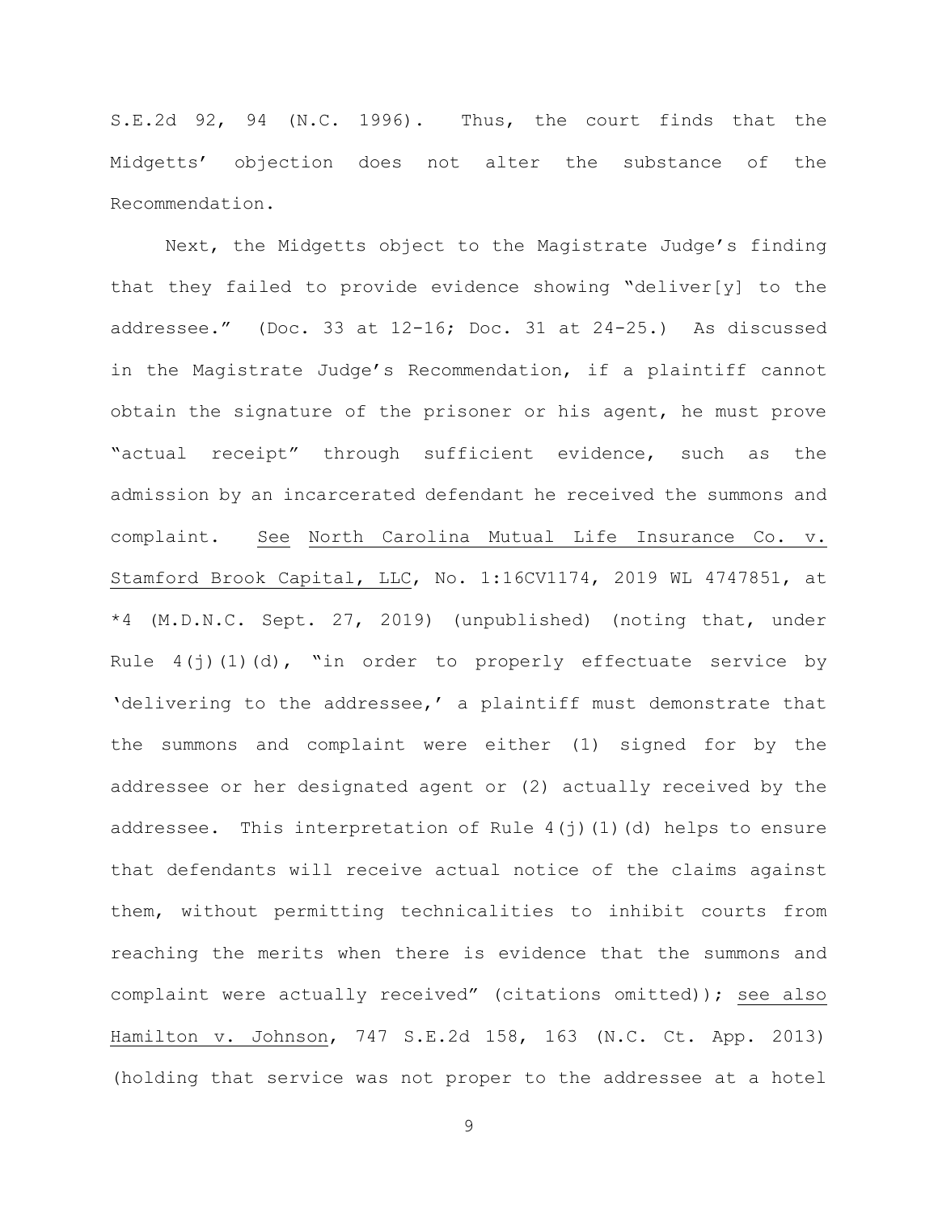S.E.2d 92, 94 (N.C. 1996). Thus, the court finds that the Midgetts' objection does not alter the substance of the Recommendation.

Next, the Midgetts object to the Magistrate Judge's finding that they failed to provide evidence showing "deliver[y] to the addressee." (Doc. 33 at 12-16; Doc. 31 at 24-25.) As discussed in the Magistrate Judge's Recommendation, if a plaintiff cannot obtain the signature of the prisoner or his agent, he must prove "actual receipt" through sufficient evidence, such as the admission by an incarcerated defendant he received the summons and complaint. See North Carolina Mutual Life Insurance Co. v. Stamford Brook Capital, LLC, No. 1:16CV1174, 2019 WL 4747851, at *4 (M.D.N.C. Sept. 27, 2019) (unpublished) (noting that, under Rule 4(j)(1)(d), "in order to properly effectuate service by 'delivering to the addressee,' a plaintiff must demonstrate that the summons and complaint were either (1) signed for by the addressee or her designated agent or (2) actually received by the addressee. This interpretation of Rule 4(j)(1)(d) helps to ensure that defendants will receive actual notice of the claims against them, without permitting technicalities to inhibit courts from reaching the merits when there is evidence that the summons and complaint were actually received" (citations omitted)); see also Hamilton v. Johnson, 747 S.E.2d 158, 163 (N.C. Ct. App. 2013) (holding that service was not proper to the addressee at a hotel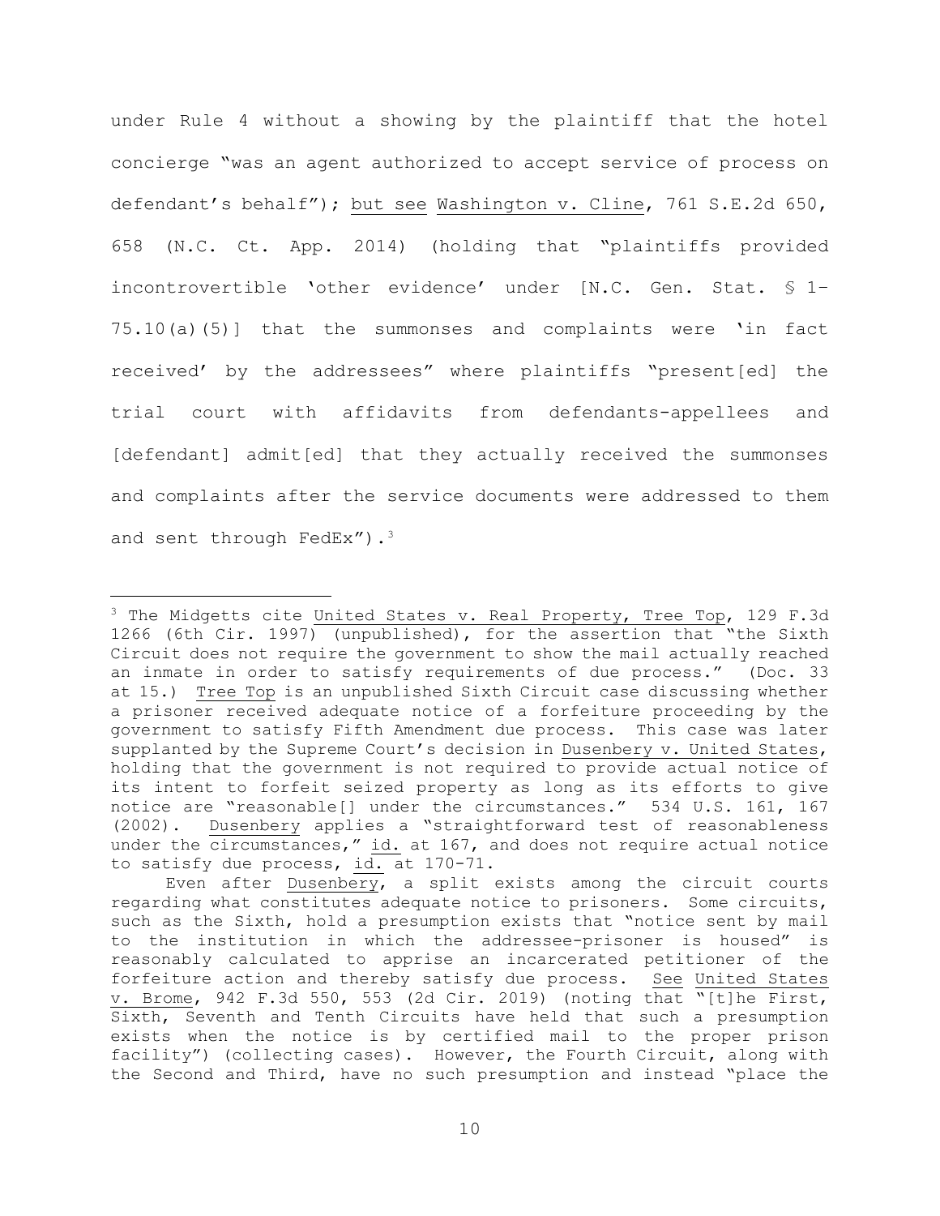under Rule 4 without a showing by the plaintiff that the hotel concierge "was an agent authorized to accept service of process on defendant's behalf"); but see Washington v. Cline, 761 S.E.2d 650, 658 (N.C. Ct. App. 2014) (holding that "plaintiffs provided incontrovertible 'other evidence' under [N.C. Gen. Stat. § 1-75.10(a)(5)] that the summonses and complaints were 'in fact received' by the addressees" where plaintiffs "present[ed] the trial court with affidavits from defendants-appellees and [defendant] admit[ed] that they actually received the summonses and complaints after the service documents were addressed to them and sent through FedEx").[3]

---

[3] The Midgetts cite United States v. Real Property, Tree Top, 129 F.3d 1266 (6th Cir. 1997) (unpublished), for the assertion that "the Sixth Circuit does not require the government to show the mail actually reached an inmate in order to satisfy requirements of due process." (Doc. 33 at 15.) Tree Top is an unpublished Sixth Circuit case discussing whether a prisoner received adequate notice of a forfeiture proceeding by the government to satisfy Fifth Amendment due process. This case was later supplanted by the Supreme Court's decision in Dusenbery v. United States, holding that the government is not required to provide actual notice of its intent to forfeit seized property as long as its efforts to give notice are "reasonable[] under the circumstances." 534 U.S. 161, 167 (2002). Dusenbery applies a "straightforward test of reasonableness under the circumstances," id. at 167, and does not require actual notice to satisfy due process, id. at 170-71.

Even after Dusenbery, a split exists among the circuit courts regarding what constitutes adequate notice to prisoners. Some circuits, such as the Sixth, hold a presumption exists that "notice sent by mail to the institution in which the addressee-prisoner is housed" is reasonably calculated to apprise an incarcerated petitioner of the forfeiture action and thereby satisfy due process. See United States v. Brome, 942 F.3d 550, 553 (2d Cir. 2019) (noting that "[t]he First, Sixth, Seventh and Tenth Circuits have held that such a presumption exists when the notice is by certified mail to the proper prison facility") (collecting cases). However, the Fourth Circuit, along with the Second and Third, have no such presumption and instead "place the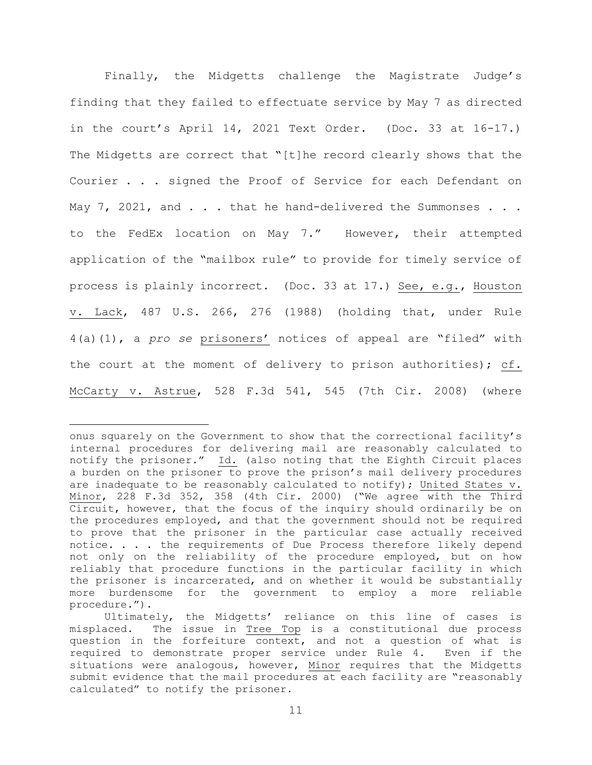Finally, the Midgetts challenge the Magistrate Judge's finding that they failed to effectuate service by May 7 as directed in the court's April 14, 2021 Text Order. (Doc. 33 at 16-17.) The Midgetts are correct that "[t]he record clearly shows that the Courier . . . signed the Proof of Service for each Defendant on May 7, 2021, and . . . that he hand-delivered the Summonses . . . to the FedEx location on May 7." However, their attempted application of the "mailbox rule" to provide for timely service of process is plainly incorrect. (Doc. 33 at 17.) See, e.g., Houston v. Lack, 487 U.S. 266, 276 (1988) (holding that, under Rule 4(a)(1), a *pro se* prisoners' notices of appeal are "filed" with the court at the moment of delivery to prison authorities); cf. McCarty v. Astrue, 528 F.3d 541, 545 (7th Cir. 2008) (where

---

onus squarely on the Government to show that the correctional facility's internal procedures for delivering mail are reasonably calculated to notify the prisoner." Id. (also noting that the Eighth Circuit places a burden on the prisoner to prove the prison's mail delivery procedures are inadequate to be reasonably calculated to notify); United States v. Minor, 228 F.3d 352, 358 (4th Cir. 2000) ("We agree with the Third Circuit, however, that the focus of the inquiry should ordinarily be on the procedures employed, and that the government should not be required to prove that the prisoner in the particular case actually received notice. . . . the requirements of Due Process therefore likely depend not only on the reliability of the procedure employed, but on how reliably that procedure functions in the particular facility in which the prisoner is incarcerated, and on whether it would be substantially more burdensome for the government to employ a more reliable procedure.").

Ultimately, the Midgetts' reliance on this line of cases is misplaced. The issue in Tree Top is a constitutional due process question in the forfeiture context, and not a question of what is required to demonstrate proper service under Rule 4. Even if the situations were analogous, however, Minor requires that the Midgetts submit evidence that the mail procedures at each facility are "reasonably calculated" to notify the prisoner.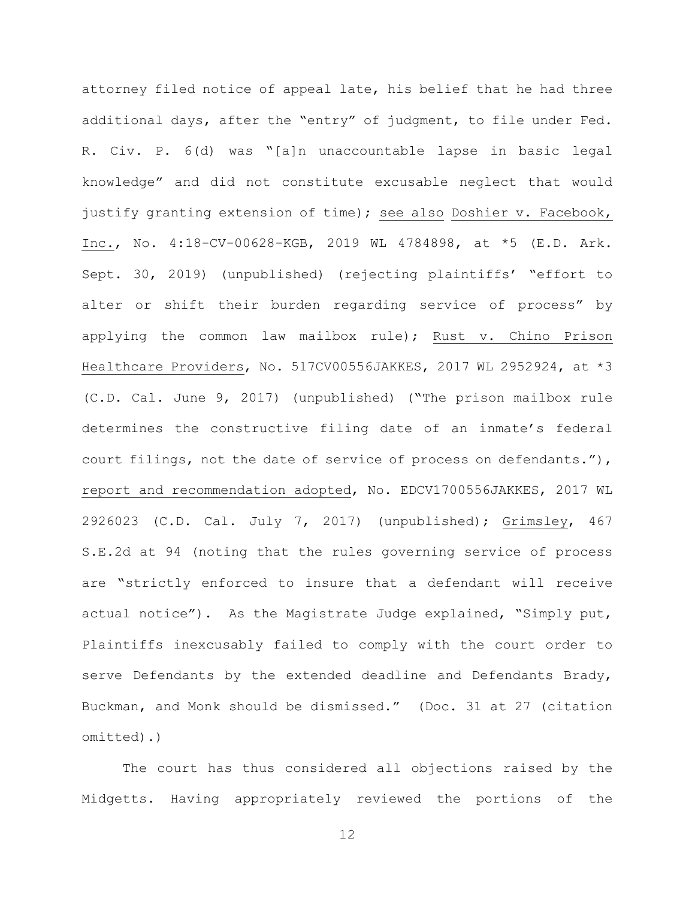attorney filed notice of appeal late, his belief that he had three additional days, after the "entry" of judgment, to file under Fed. R. Civ. P. 6(d) was "[a]n unaccountable lapse in basic legal knowledge" and did not constitute excusable neglect that would justify granting extension of time); see also Doshier v. Facebook, Inc., No. 4:18-CV-00628-KGB, 2019 WL 4784898, at *5 (E.D. Ark. Sept. 30, 2019) (unpublished) (rejecting plaintiffs' "effort to alter or shift their burden regarding service of process" by applying the common law mailbox rule); Rust v. Chino Prison Healthcare Providers, No. 517CV00556JAKKES, 2017 WL 2952924, at *3 (C.D. Cal. June 9, 2017) (unpublished) ("The prison mailbox rule determines the constructive filing date of an inmate's federal court filings, not the date of service of process on defendants."), report and recommendation adopted, No. EDCV1700556JAKKES, 2017 WL 2926023 (C.D. Cal. July 7, 2017) (unpublished); Grimsley, 467 S.E.2d at 94 (noting that the rules governing service of process are "strictly enforced to insure that a defendant will receive actual notice"). As the Magistrate Judge explained, "Simply put, Plaintiffs inexcusably failed to comply with the court order to serve Defendants by the extended deadline and Defendants Brady, Buckman, and Monk should be dismissed." (Doc. 31 at 27 (citation omitted).)

The court has thus considered all objections raised by the Midgetts. Having appropriately reviewed the portions of the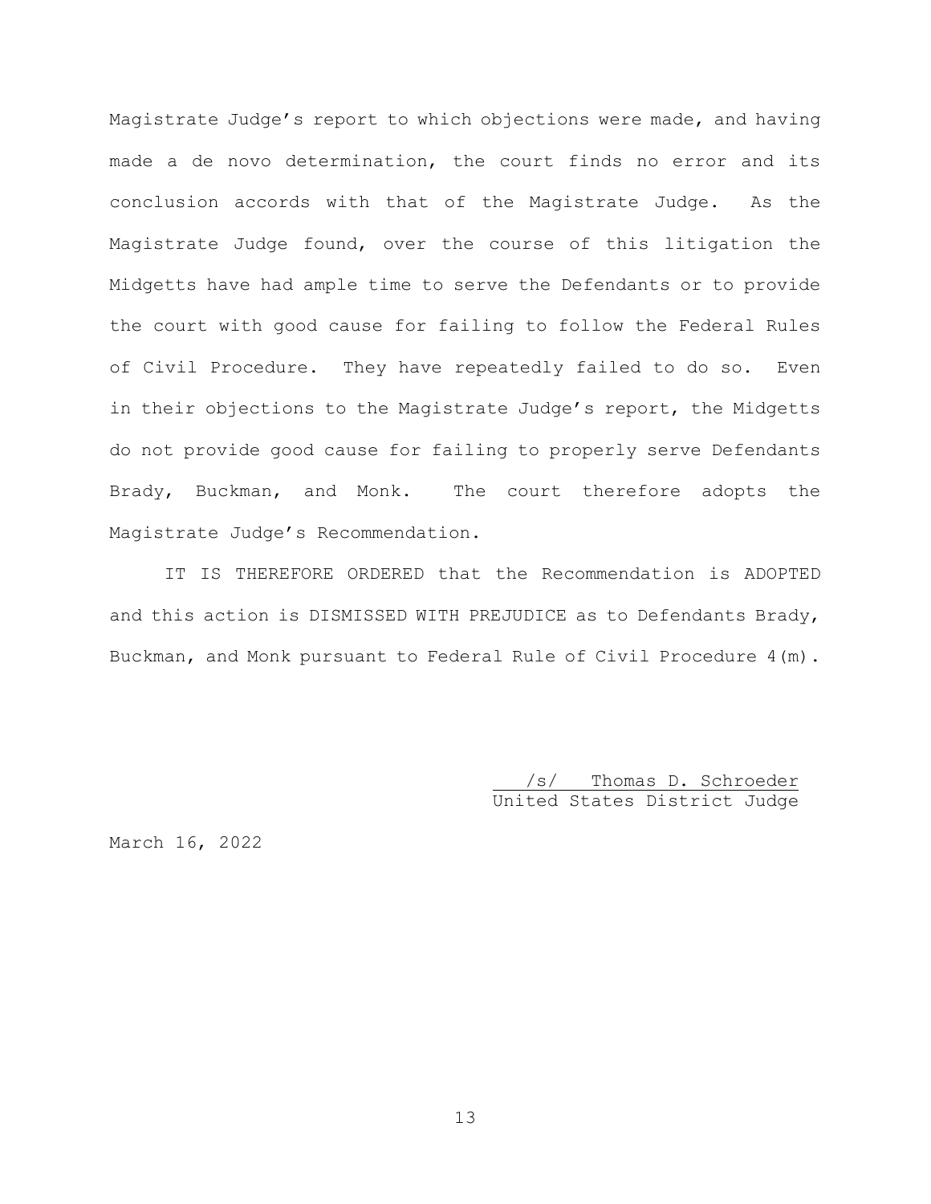Magistrate Judge's report to which objections were made, and having made a de novo determination, the court finds no error and its conclusion accords with that of the Magistrate Judge. As the Magistrate Judge found, over the course of this litigation the Midgetts have had ample time to serve the Defendants or to provide the court with good cause for failing to follow the Federal Rules of Civil Procedure. They have repeatedly failed to do so. Even in their objections to the Magistrate Judge's report, the Midgetts do not provide good cause for failing to properly serve Defendants Brady, Buckman, and Monk. The court therefore adopts the Magistrate Judge's Recommendation.

IT IS THEREFORE ORDERED that the Recommendation is ADOPTED and this action is DISMISSED WITH PREJUDICE as to Defendants Brady, Buckman, and Monk pursuant to Federal Rule of Civil Procedure 4(m).

/s/ Thomas D. Schroeder
United States District Judge

March 16, 2022